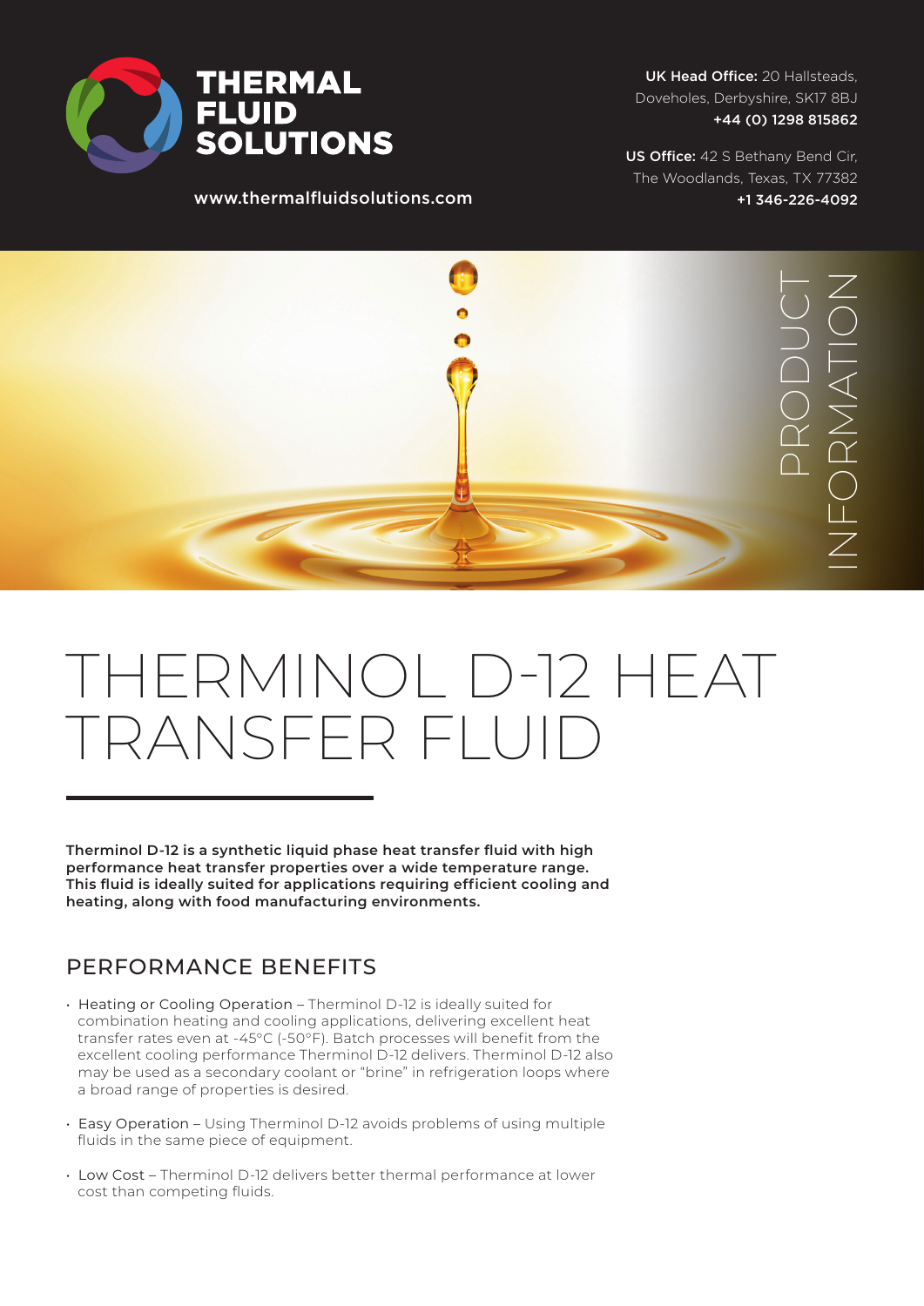**THERMAL FLUID SOLUTIONS**

www.thermalfluidsolutions.com

**UK Head Office:** 20 Hallsteads, Doveholes, Derbyshire, SK17 8BJ
**+44 (0) 1298 815862**

**US Office:** 42 S Bethany Bend Cir, The Woodlands, Texas, TX 77382
**+1 346-226-4092**

PRODUCT INFORMATION

# THERMINOL D-12 HEAT TRANSFER FLUID

**Therminol D-12 is a synthetic liquid phase heat transfer fluid with high performance heat transfer properties over a wide temperature range. This fluid is ideally suited for applications requiring efficient cooling and heating, along with food manufacturing environments.**

## PERFORMANCE BENEFITS

- Heating or Cooling Operation – Therminol D-12 is ideally suited for combination heating and cooling applications, delivering excellent heat transfer rates even at -45°C (-50°F). Batch processes will benefit from the excellent cooling performance Therminol D-12 delivers. Therminol D-12 also may be used as a secondary coolant or "brine" in refrigeration loops where a broad range of properties is desired.

- Easy Operation – Using Therminol D-12 avoids problems of using multiple fluids in the same piece of equipment.

- Low Cost – Therminol D-12 delivers better thermal performance at lower cost than competing fluids.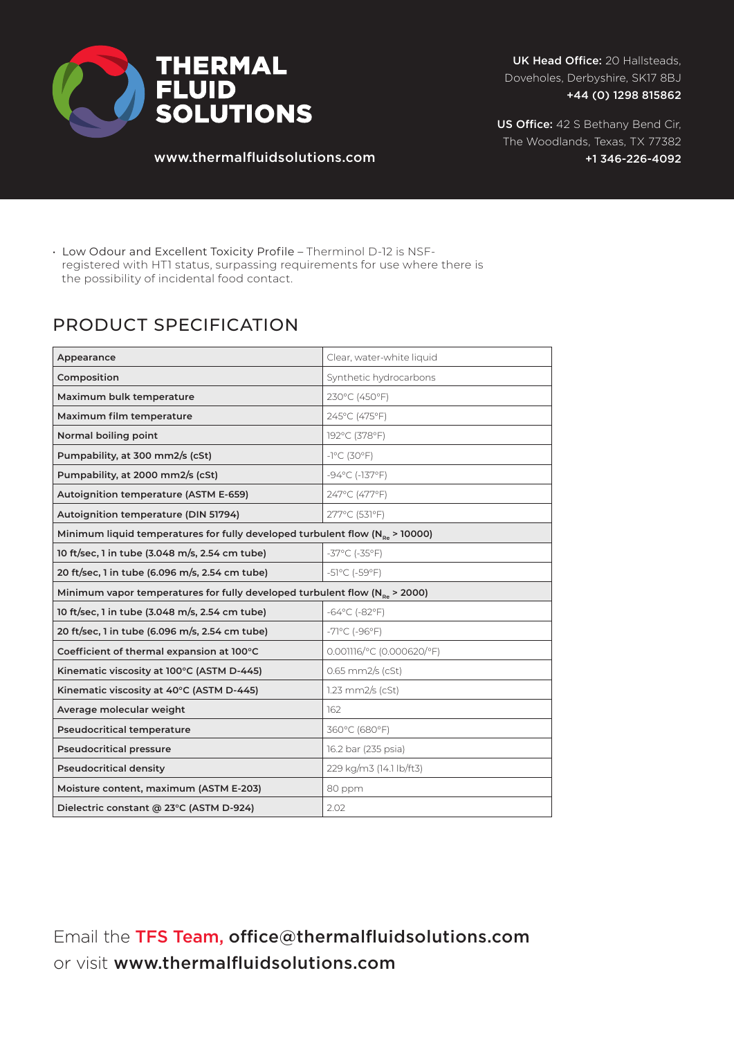- Low Odour and Excellent Toxicity Profile – Therminol D-12 is NSF-registered with HT1 status, surpassing requirements for use where there is the possibility of incidental food contact.

## PRODUCT SPECIFICATION

| | |
|---|---|
| **Appearance** | Clear, water-white liquid |
| **Composition** | Synthetic hydrocarbons |
| **Maximum bulk temperature** | 230°C (450°F) |
| **Maximum film temperature** | 245°C (475°F) |
| **Normal boiling point** | 192°C (378°F) |
| **Pumpability, at 300 mm2/s (cSt)** | -1°C (30°F) |
| **Pumpability, at 2000 mm2/s (cSt)** | -94°C (-137°F) |
| **Autoignition temperature (ASTM E-659)** | 247°C (477°F) |
| **Autoignition temperature (DIN 51794)** | 277°C (531°F) |
| **Minimum liquid temperatures for fully developed turbulent flow ($N_{Re}$ > 10000)** | |
| **10 ft/sec, 1 in tube (3.048 m/s, 2.54 cm tube)** | -37°C (-35°F) |
| **20 ft/sec, 1 in tube (6.096 m/s, 2.54 cm tube)** | -51°C (-59°F) |
| **Minimum vapor temperatures for fully developed turbulent flow ($N_{Re}$ > 2000)** | |
| **10 ft/sec, 1 in tube (3.048 m/s, 2.54 cm tube)** | -64°C (-82°F) |
| **20 ft/sec, 1 in tube (6.096 m/s, 2.54 cm tube)** | -71°C (-96°F) |
| **Coefficient of thermal expansion at 100°C** | 0.001116/°C (0.000620/°F) |
| **Kinematic viscosity at 100°C (ASTM D-445)** | 0.65 mm2/s (cSt) |
| **Kinematic viscosity at 40°C (ASTM D-445)** | 1.23 mm2/s (cSt) |
| **Average molecular weight** | 162 |
| **Pseudocritical temperature** | 360°C (680°F) |
| **Pseudocritical pressure** | 16.2 bar (235 psia) |
| **Pseudocritical density** | 229 kg/m3 (14.1 lb/ft3) |
| **Moisture content, maximum (ASTM E-203)** | 80 ppm |
| **Dielectric constant @ 23°C (ASTM D-924)** | 2.02 |

Email the **TFS Team,** **office@thermalfluidsolutions.com**
or visit **www.thermalfluidsolutions.com**